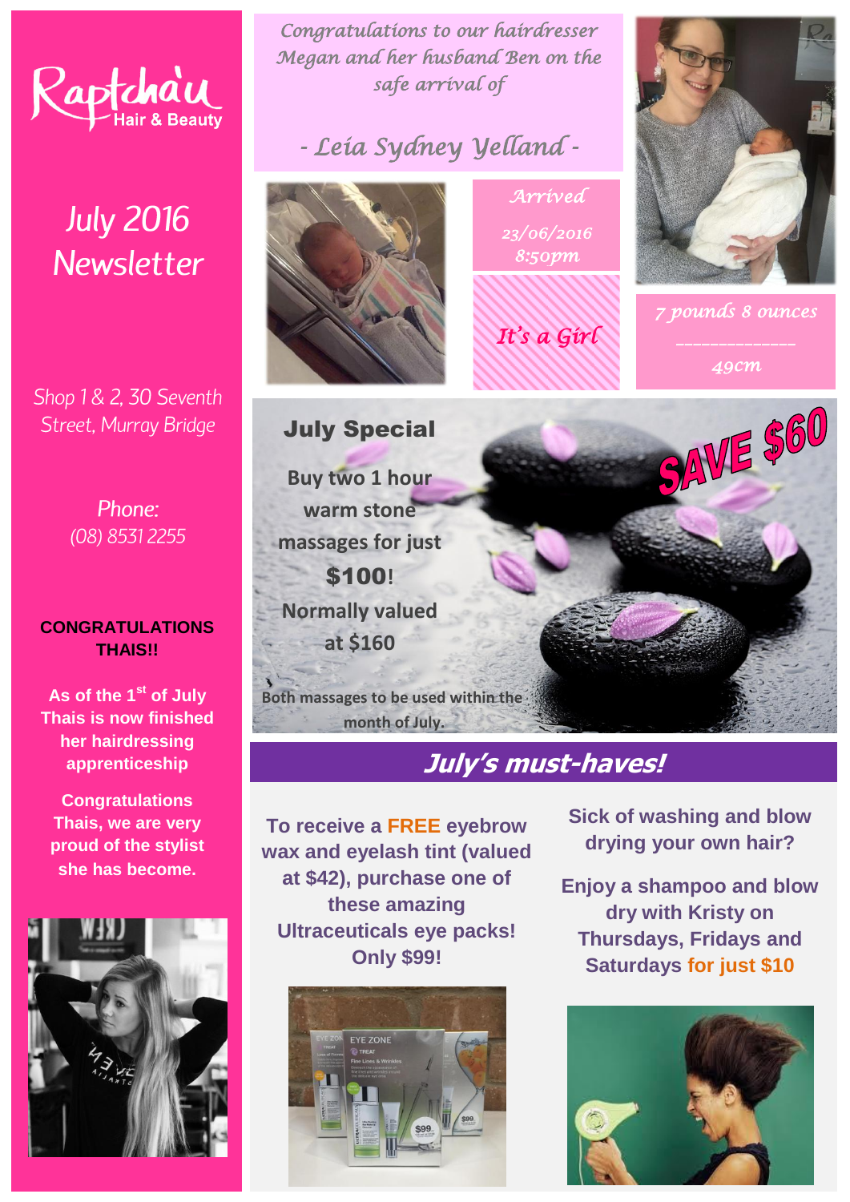# Raptchá'u Hair & Beauty

## July 2016 Newsletter

Shop 1 & 2, 30 Seventh Street, Murray Bridge

Phone:
(08) 8531 2255

**CONGRATULATIONS THAIS!!**

**As of the 1st of July Thais is now finished her hairdressing apprenticeship**

**Congratulations Thais, we are very proud of the stylist she has become.**

*Congratulations to our hairdresser Megan and her husband Ben on the safe arrival of*

## *- Leia Sydney Yelland -*

*Arrived*

*23/06/2016*
*8:50pm*

*It's a Girl*

*7 pounds 8 ounces*

*49cm*

## July Special

**Buy two 1 hour warm stone massages for just $100!**

**Normally valued at $160**

**SAVE $60**

**Both massages to be used within the month of July.**

## July's must-haves!

**To receive a FREE eyebrow wax and eyelash tint (valued at $42), purchase one of these amazing Ultraceuticals eye packs! Only $99!**

**Sick of washing and blow drying your own hair?**

**Enjoy a shampoo and blow dry with Kristy on Thursdays, Fridays and Saturdays for just $10**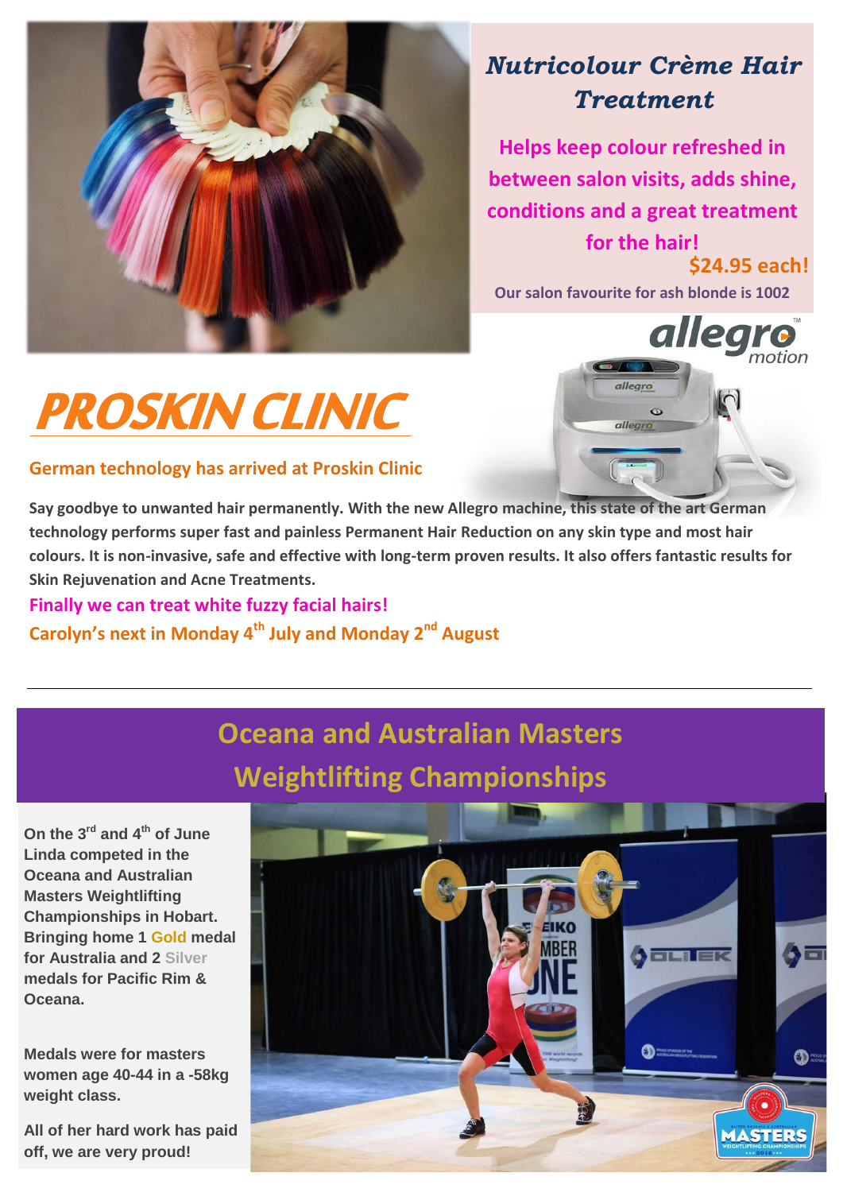## *Nutricolour Crème Hair Treatment*

**Helps keep colour refreshed in between salon visits, adds shine, conditions and a great treatment for the hair!**

**$24.95 each!**

**Our salon favourite for ash blonde is 1002**

# PROSKIN CLINIC

**German technology has arrived at Proskin Clinic**

**Say goodbye to unwanted hair permanently. With the new Allegro machine, this state of the art German technology performs super fast and painless Permanent Hair Reduction on any skin type and most hair colours. It is non-invasive, safe and effective with long-term proven results. It also offers fantastic results for Skin Rejuvenation and Acne Treatments.**

**Finally we can treat white fuzzy facial hairs!**

**Carolyn's next in Monday 4th July and Monday 2nd August**

---

## Oceana and Australian Masters Weightlifting Championships

**On the 3rd and 4th of June Linda competed in the Oceana and Australian Masters Weightlifting Championships in Hobart. Bringing home 1 Gold medal for Australia and 2 Silver medals for Pacific Rim & Oceana.**

**Medals were for masters women age 40-44 in a -58kg weight class.**

**All of her hard work has paid off, we are very proud!**